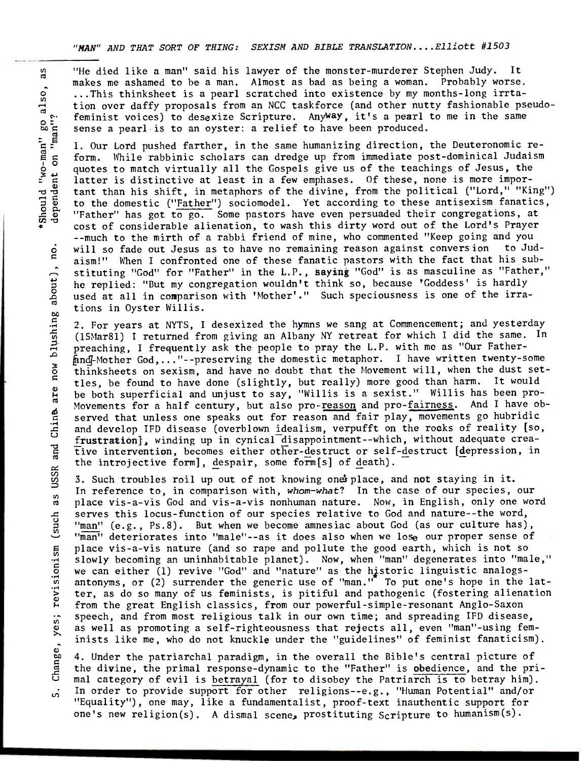*"MAN" AND THAT SORT OF THING: SEXISM AND BIBLE TRANSLATION....Elliott #1503*

"He died like a man" said his lawyer of the monster-murderer Stephen Judy. It makes me ashamed to be a man. Almost as bad as being a woman. Probably worse. ...This thinksheet is a pearl scratched into existence by my months-long irrtation over daffy proposals from an NCC taskforce (and other nutty fashionable pseudo-feminist voices) to desexize Scripture. Anyway, it's a pearl to me in the same sense a pearl is to an oyster: a relief to have been produced.

1. Our Lord pushed farther, in the same humanizing direction, the Deuteronomic reform. While rabbinic scholars can dredge up from immediate post-dominical Judaism quotes to match virtually all the Gospels give us of the teachings of Jesus, the latter is distinctive at least in a few emphases. Of these, none is more important than his shift, in metaphors of the divine, from the political ("Lord," "King") to the domestic ("Father") sociomodel. Yet according to these antisexism fanatics, "Father" has got to go. Some pastors have even persuaded their congregations, at cost of considerable alienation, to wash this dirty word out of the Lord's Prayer --much to the mirth of a rabbi friend of mine, who commented "Keep going and you will so fade out Jesus as to have no remaining reason against conversion to Judaism!" When I confronted one of these fanatic pastors with the fact that his substituting "God" for "Father" in the L.P., saying "God" is as masculine as "Father," he replied: "But my congregation wouldn't think so, because 'Goddess' is hardly used at all in comparison with 'Mother'." Such speciousness is one of the irrations in Oyster Willis.

2. For years at NYTS, I desexized the hymns we sang at Commencement; and yesterday (15Mar81) I returned from giving an Albany NY retreat for which I did the same. In preaching, I frequently ask the people to pray the L.P. with me as "Our Father-and-Mother God,..."--preserving the domestic metaphor. I have written twenty-some thinksheets on sexism, and have no doubt that the Movement will, when the dust settles, be found to have done (slightly, but really) more good than harm. It would be both superficial and unjust to say, "Willis is a sexist." Willis has been pro-Movements for a half century, but also pro-reason and pro-fairness. And I have observed that unless one speaks out for reason and fair play, movements go hubridic and develop IFD disease (overblown idealism, verpufft on the rocks of reality [so, frustration], winding up in cynical disappointment--which, without adequate creative intervention, becomes either other-destruct or self-destruct [depression, in the introjective form], despair, some form[s] of death).

3. Such troubles roil up out of not knowing one's place, and not staying in it. In reference to, in comparison with, *whom-what*? In the case of our species, our place vis-a-vis God and vis-a-vis nonhuman nature. Now, in English, only one word serves this locus-function of our species relative to God and nature--the word, "man" (e.g., Ps.8). But when we become amnesiac about God (as our culture has), "man" deteriorates into "male"--as it does also when we lose our proper sense of place vis-a-vis nature (and so rape and pollute the good earth, which is not so slowly becoming an uninhabitable planet). Now, when "man" degenerates into "male," we can either (1) revive "God" and "nature" as the historic linguistic analogs-antonyms, or (2) surrender the generic use of "man."* To put one's hope in the latter, as do so many of us feminists, is pitiful and pathogenic (fostering alienation from the great English classics, from our powerful-simple-resonant Anglo-Saxon speech, and from most religious talk in our own time; and spreading IFD disease, as well as promoting a self-righteousness that rejects all, even "man"-using feminists like me, who do not knuckle under the "guidelines" of feminist fanaticism).

4. Under the patriarchal paradigm, in the overall the Bible's central picture of the divine, the primal response-dynamic to the "Father" is obedience, and the primal category of evil is betrayal (for to disobey the Patriarch is to betray him). In order to provide support for other religions--e.g., "Human Potential" and/or "Equality"), one may, like a fundamentalist, proof-text inauthentic support for one's new religion(s). A dismal scene, prostituting Scripture to humanism(s).

5. Change, yes; revisionism (such as USSR and China are now blushing about), no.

*Should "wo-man" go also, as dependent on "man"?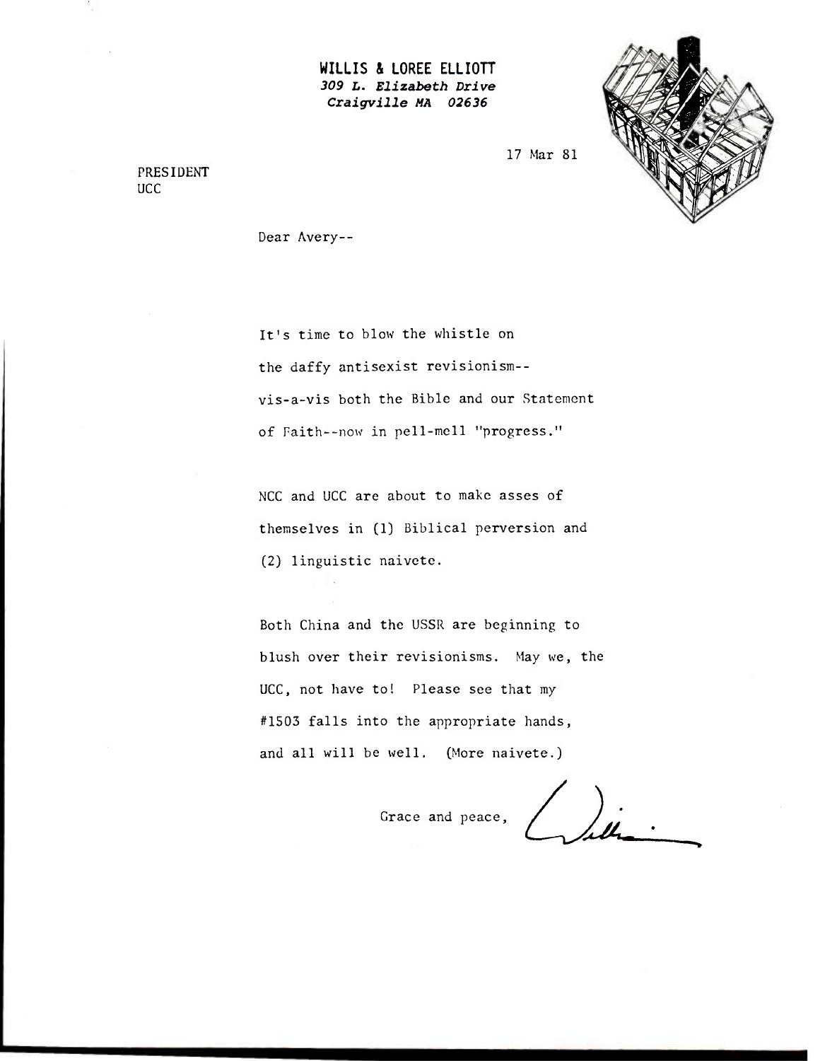**WILLIS & LOREE ELLIOTT**
*309 L. Elizabeth Drive*
*Craigville MA 02636*

17 Mar 81

PRESIDENT
UCC

Dear Avery--

It's time to blow the whistle on the daffy antisexist revisionism-- vis-a-vis both the Bible and our Statement of Faith--now in pell-mell "progress."

NCC and UCC are about to make asses of themselves in (1) Biblical perversion and (2) linguistic naivete.

Both China and the USSR are beginning to blush over their revisionisms. May we, the UCC, not have to! Please see that my #1503 falls into the appropriate hands, and all will be well. (More naivete.)

Grace and peace,

Willis